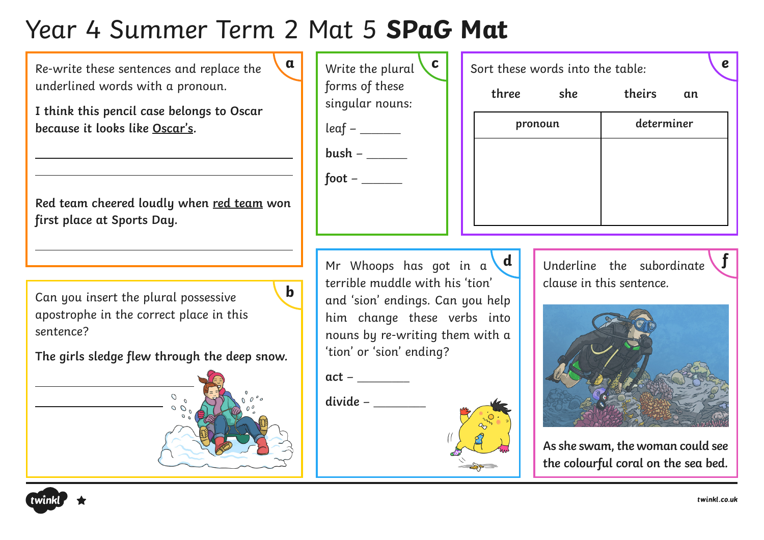# Year 4 Summer Term 2 Mat 5 **SPaG Mat**

## a

Re-write these sentences and replace the underlined words with a pronoun.

**I think this pencil case belongs to Oscar because it looks like <u>Oscar's</u>.**

______________________________________________

______________________________________________

**Red team cheered loudly when <u>red team</u> won first place at Sports Day.**

______________________________________________

## b

Can you insert the plural possessive apostrophe in the correct place in this sentence?

**The girls sledge flew through the deep snow.**

__________________________

__________________________

## c

Write the plural forms of these singular nouns:

leaf – ______

bush – ______

foot – ______

## d

Mr Whoops has got in a terrible muddle with his 'tion' and 'sion' endings. Can you help him change these verbs into nouns by re-writing them with a 'tion' or 'sion' ending?

**act** – ________

**divide** – ________

## e

Sort these words into the table:

**three** **she** **theirs** **an**

| pronoun | determiner |
| --- | --- |
| | |

## f

Underline the subordinate clause in this sentence.

**As she swam, the woman could see the colourful coral on the sea bed.**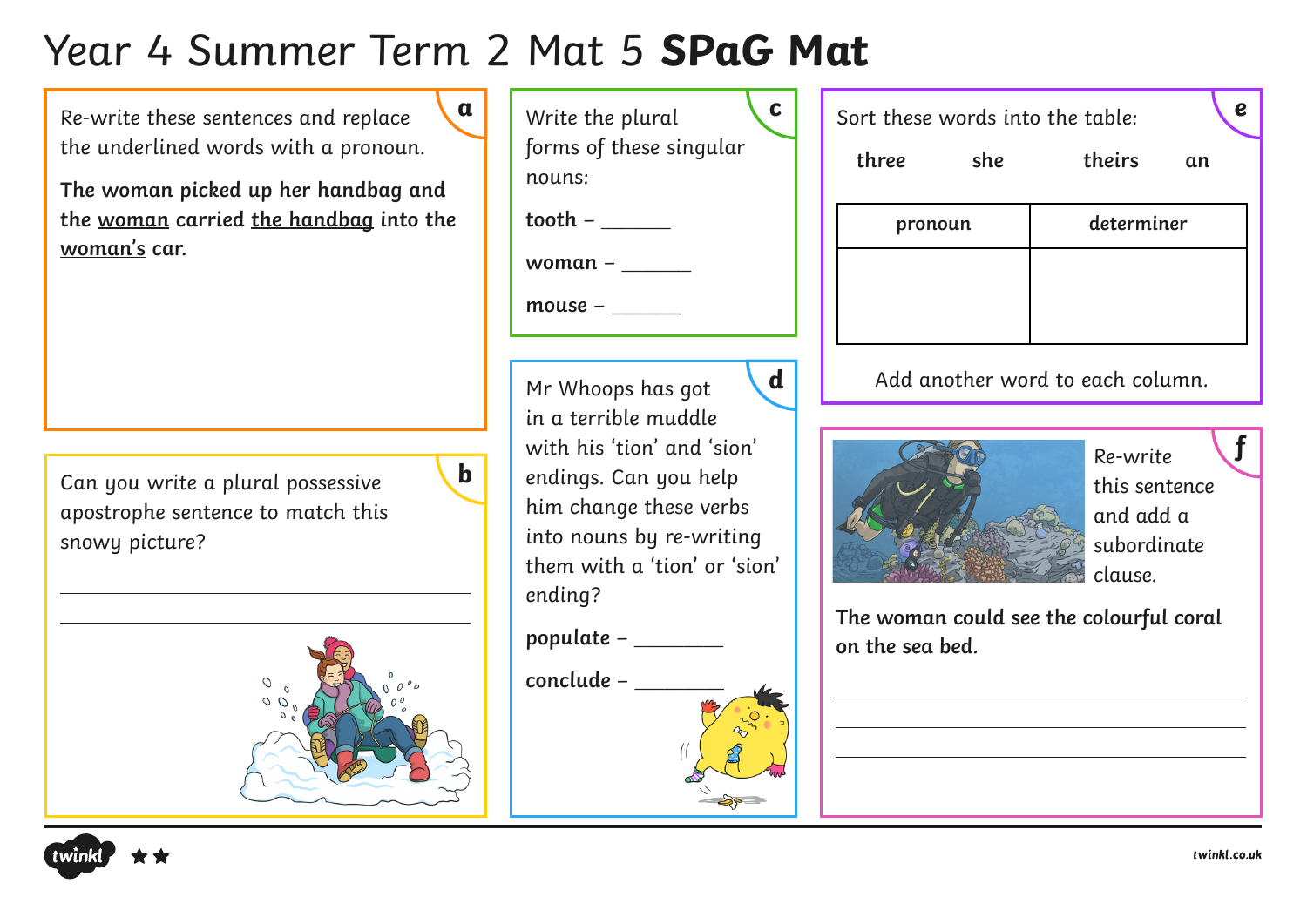# Year 4 Summer Term 2 Mat 5 **SPaG Mat**

## a

Re-write these sentences and replace the underlined words with a pronoun.

**The woman picked up her handbag and the <u>woman</u> carried <u>the handbag</u> into the <u>woman's</u> car.**

## b

Can you write a plural possessive apostrophe sentence to match this snowy picture?

______________________________________

______________________________________

## c

Write the plural forms of these singular nouns:

**tooth** – ______

**woman** – ______

**mouse** – ______

## d

Mr Whoops has got in a terrible muddle with his 'tion' and 'sion' endings. Can you help him change these verbs into nouns by re-writing them with a 'tion' or 'sion' ending?

**populate** – ________

**conclude** – ________

## e

Sort these words into the table:

**three** **she** **theirs** **an**

| pronoun | determiner |
| --- | --- |
| | |

Add another word to each column.

## f

Re-write this sentence and add a subordinate clause.

**The woman could see the colourful coral on the sea bed.**

______________________________________

______________________________________

______________________________________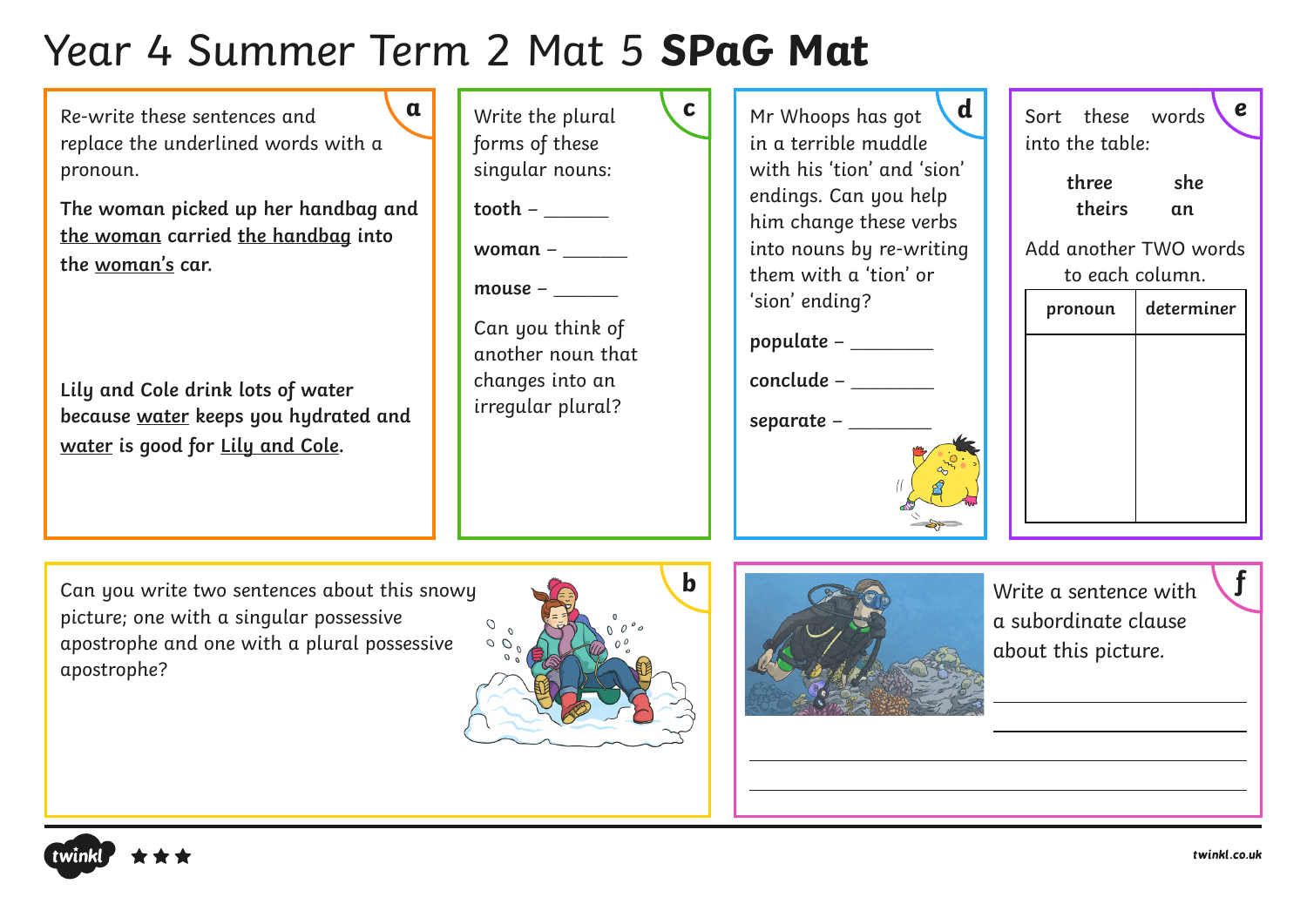# Year 4 Summer Term 2 Mat 5 **SPaG Mat**

**a**

Re-write these sentences and replace the underlined words with a pronoun.

**The woman picked up her handbag and <u>the woman</u> carried <u>the handbag</u> into the <u>woman's</u> car.**

**Lily and Cole drink lots of water because <u>water</u> keeps you hydrated and <u>water</u> is good for <u>Lily and Cole</u>.**

**c**

Write the plural forms of these singular nouns:

**tooth** – ______

**woman** – ______

**mouse** – ______

Can you think of another noun that changes into an irregular plural?

**d**

Mr Whoops has got in a terrible muddle with his 'tion' and 'sion' endings. Can you help him change these verbs into nouns by re-writing them with a 'tion' or 'sion' ending?

**populate** – ________

**conclude** – ________

**separate** – ________

**e**

Sort these words into the table:

**three** **she**
**theirs** **an**

Add another TWO words to each column.

| pronoun | determiner |
|---|---|
| | |

**b**

Can you write two sentences about this snowy picture; one with a singular possessive apostrophe and one with a plural possessive apostrophe?

**f**

Write a sentence with a subordinate clause about this picture.

________________________________

________________________________

________________________________

________________________________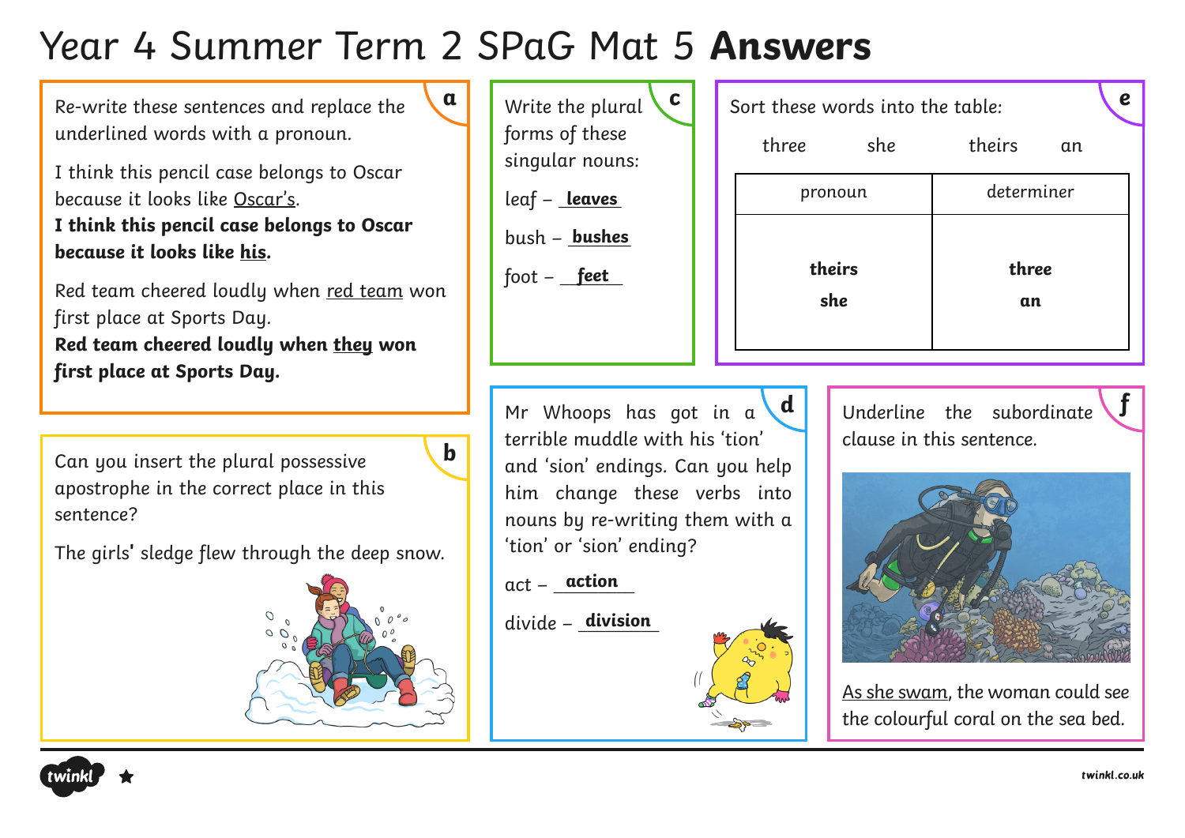# Year 4 Summer Term 2 SPaG Mat 5 **Answers**

## a

Re-write these sentences and replace the underlined words with a pronoun.

I think this pencil case belongs to Oscar because it looks like <u>Oscar's</u>.

**I think this pencil case belongs to Oscar because it looks like <u>his</u>.**

Red team cheered loudly when <u>red team</u> won first place at Sports Day.

**Red team cheered loudly when <u>they</u> won first place at Sports Day.**

## b

Can you insert the plural possessive apostrophe in the correct place in this sentence?

The girls**'** sledge flew through the deep snow.

## c

Write the plural forms of these singular nouns:

leaf – **leaves**

bush – **bushes**

foot – **feet**

## d

Mr Whoops has got in a terrible muddle with his 'tion' and 'sion' endings. Can you help him change these verbs into nouns by re-writing them with a 'tion' or 'sion' ending?

act – **action**

divide – **division**

## e

Sort these words into the table:

three she theirs an

| pronoun | determiner |
|---|---|
| **theirs** | **three** |
| **she** | **an** |

## f

Underline the subordinate clause in this sentence.

<u>As she swam</u>, the woman could see the colourful coral on the sea bed.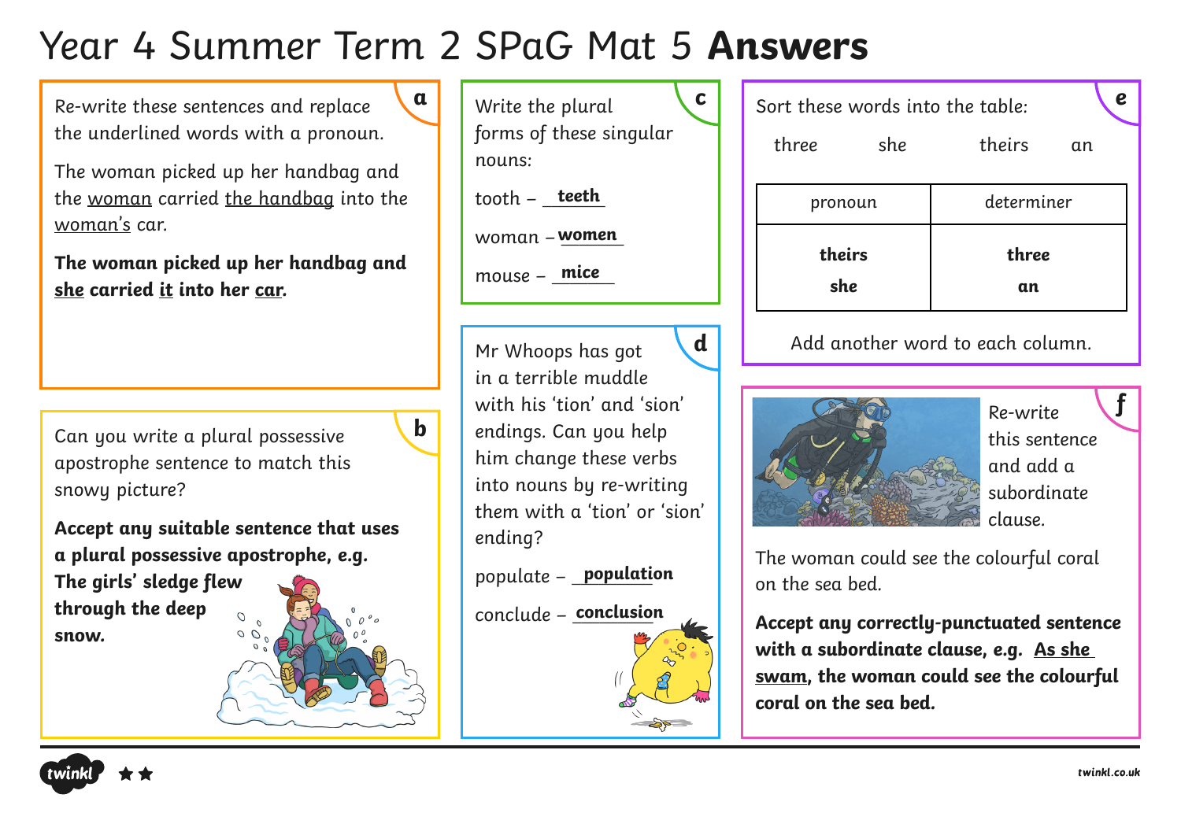# Year 4 Summer Term 2 SPaG Mat 5 **Answers**

## a

Re-write these sentences and replace the underlined words with a pronoun.

The woman picked up her handbag and the <u>woman</u> carried <u>the handbag</u> into the <u>woman's</u> car.

**The woman picked up her handbag and <u>she</u> carried <u>it</u> into her <u>car</u>.**

## b

Can you write a plural possessive apostrophe sentence to match this snowy picture?

**Accept any suitable sentence that uses a plural possessive apostrophe, e.g. The girls' sledge flew through the deep snow.**

## c

Write the plural forms of these singular nouns:

tooth – **teeth**

woman – **women**

mouse – **mice**

## d

Mr Whoops has got in a terrible muddle with his 'tion' and 'sion' endings. Can you help him change these verbs into nouns by re-writing them with a 'tion' or 'sion' ending?

populate – **population**

conclude – **conclusion**

## e

Sort these words into the table:

three she theirs an

| pronoun | determiner |
| --- | --- |
| **theirs** | **three** |
| **she** | **an** |

Add another word to each column.

## f

Re-write this sentence and add a subordinate clause.

The woman could see the colourful coral on the sea bed.

**Accept any correctly-punctuated sentence with a subordinate clause, e.g. <u>As she swam</u>, the woman could see the colourful coral on the sea bed.**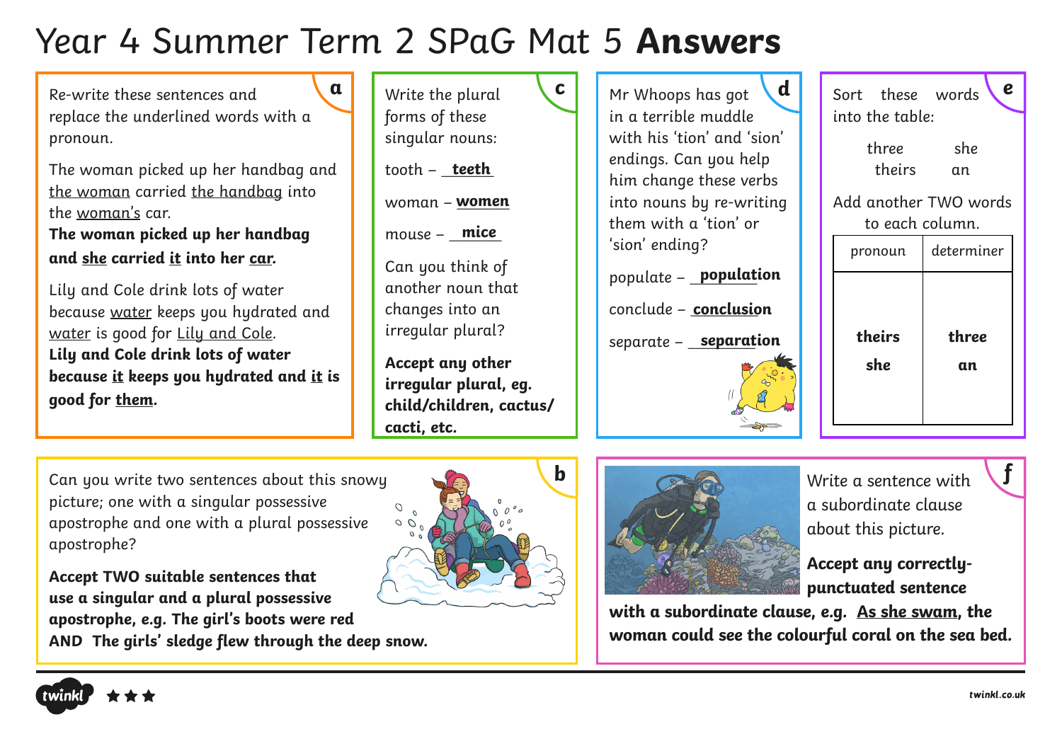# Year 4 Summer Term 2 SPaG Mat 5 **Answers**

## a

Re-write these sentences and replace the underlined words with a pronoun.

The woman picked up her handbag and <u>the woman</u> carried <u>the handbag</u> into the <u>woman's</u> car.

**The woman picked up her handbag and <u>she</u> carried <u>it</u> into her <u>car</u>.**

Lily and Cole drink lots of water because <u>water</u> keeps you hydrated and <u>water</u> is good for <u>Lily and Cole</u>.

**Lily and Cole drink lots of water because <u>it</u> keeps you hydrated and <u>it</u> is good for <u>them</u>.**

## c

Write the plural forms of these singular nouns:

tooth – **teeth**

woman – **women**

mouse – **mice**

Can you think of another noun that changes into an irregular plural?

**Accept any other irregular plural, eg. child/children, cactus/cacti, etc.**

## d

Mr Whoops has got in a terrible muddle with his 'tion' and 'sion' endings. Can you help him change these verbs into nouns by re-writing them with a 'tion' or 'sion' ending?

populate – **population**

conclude – **conclusion**

separate – **separation**

## e

Sort these words into the table:

three she
theirs an

Add another TWO words to each column.

| pronoun | determiner |
|---|---|
| **theirs** | **three** |
| **she** | **an** |

## b

Can you write two sentences about this snowy picture; one with a singular possessive apostrophe and one with a plural possessive apostrophe?

**Accept TWO suitable sentences that use a singular and a plural possessive apostrophe, e.g. The girl's boots were red AND The girls' sledge flew through the deep snow.**

## f

Write a sentence with a subordinate clause about this picture.

**Accept any correctly-punctuated sentence with a subordinate clause, e.g. <u>As she swam</u>, the woman could see the colourful coral on the sea bed.**